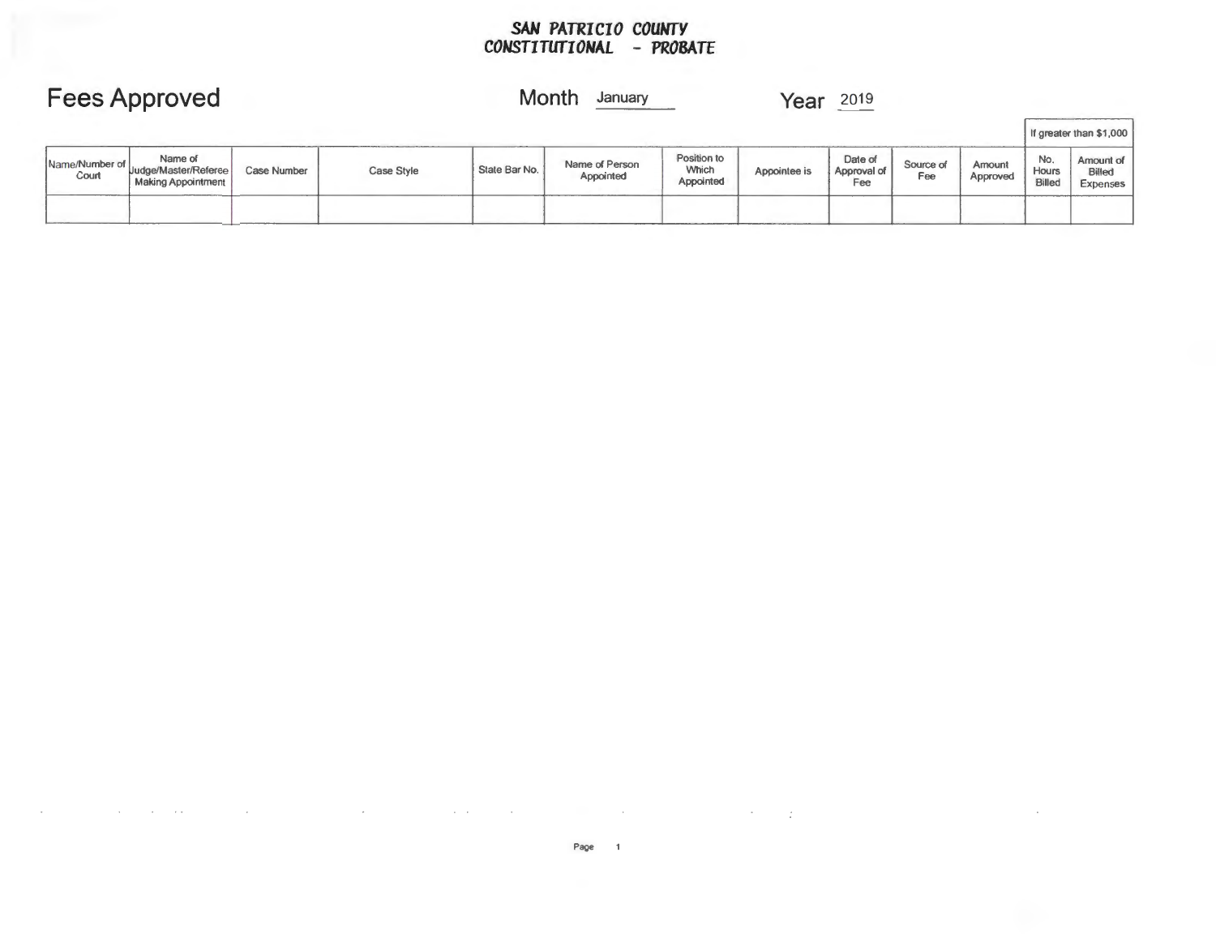**SAN PATRICIO COUNTY**
**CONSTITUTIONAL - PROBATE**

# Fees Approved

Month January

Year 2019

| Name/Number of Court | Name of Judge/Master/Referee Making Appointment | Case Number | Case Style | State Bar No. | Name of Person Appointed | Position to Which Appointed | Appointee is | Date of Approval of Fee | Source of Fee | Amount Approved | If greater than $1,000 | |
|---|---|---|---|---|---|---|---|---|---|---|---|---|
| | | | | | | | | | | | No. Hours Billed | Amount of Billed Expenses |
| | | | | | | | | | | | | |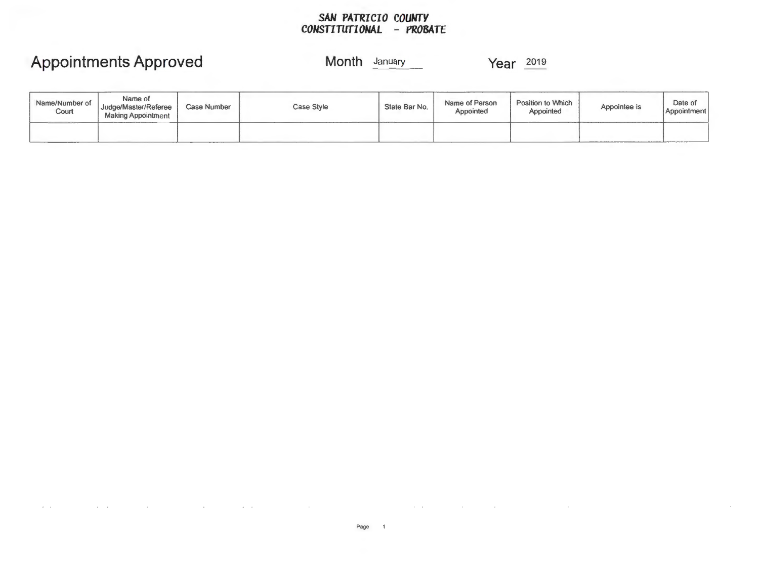**SAN PATRICIO COUNTY**
**CONSTITUTIONAL - PROBATE**

# Appointments Approved

Month January Year 2019

| Name/Number of Court | Name of Judge/Master/Referee Making Appointment | Case Number | Case Style | State Bar No. | Name of Person Appointed | Position to Which Appointed | Appointee is | Date of Appointment |
|---|---|---|---|---|---|---|---|---|
| | | | | | | | | |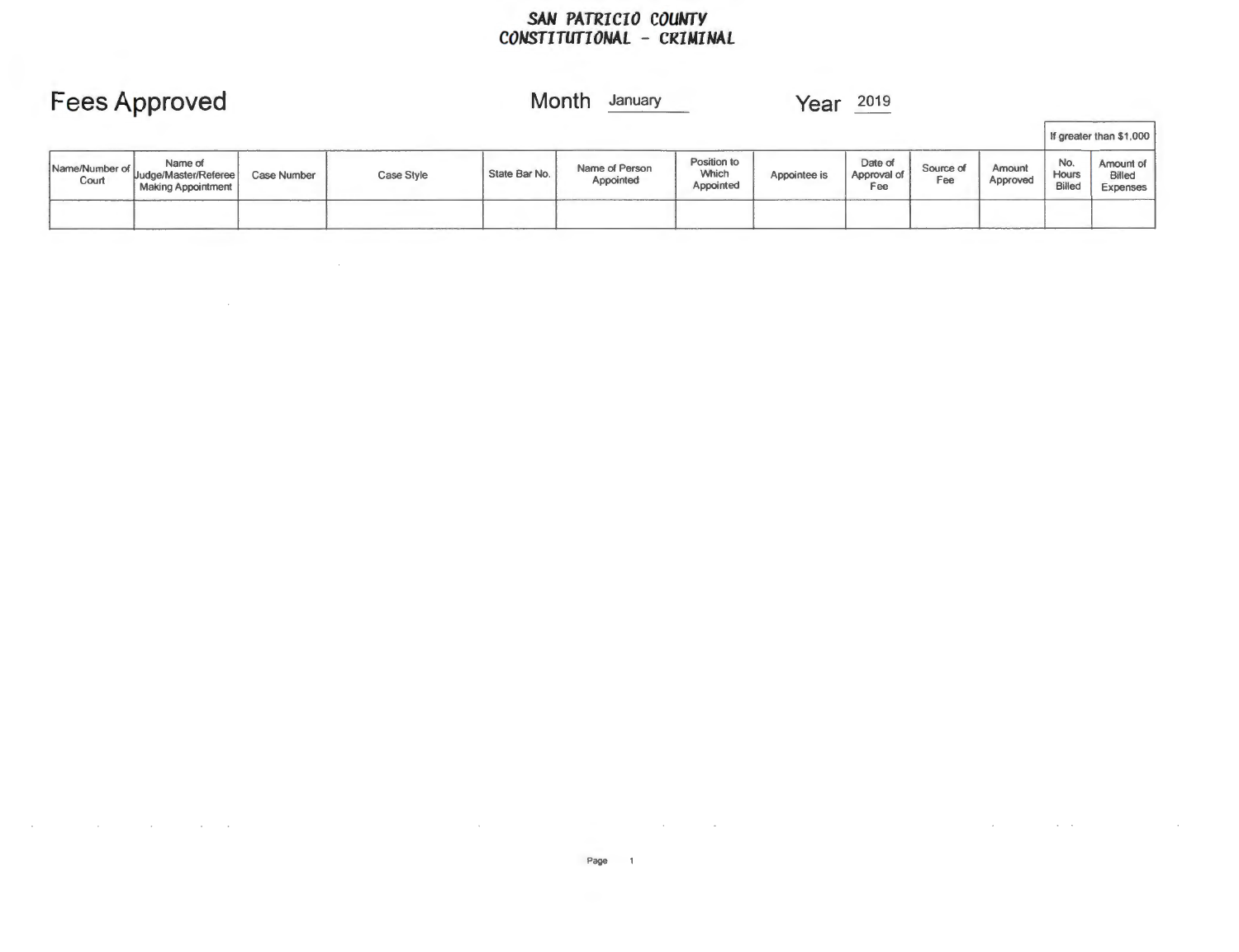# SAN PATRICIO COUNTY
# CONSTITUTIONAL - CRIMINAL

## Fees Approved

Month January Year 2019

| Name/Number of Court | Name of Judge/Master/Referee Making Appointment | Case Number | Case Style | State Bar No. | Name of Person Appointed | Position to Which Appointed | Appointee is | Date of Approval of Fee | Source of Fee | Amount Approved | If greater than $1,000 | |
|---|---|---|---|---|---|---|---|---|---|---|---|---|
| | | | | | | | | | | | No. Hours Billed | Amount of Billed Expenses |
| | | | | | | | | | | | | |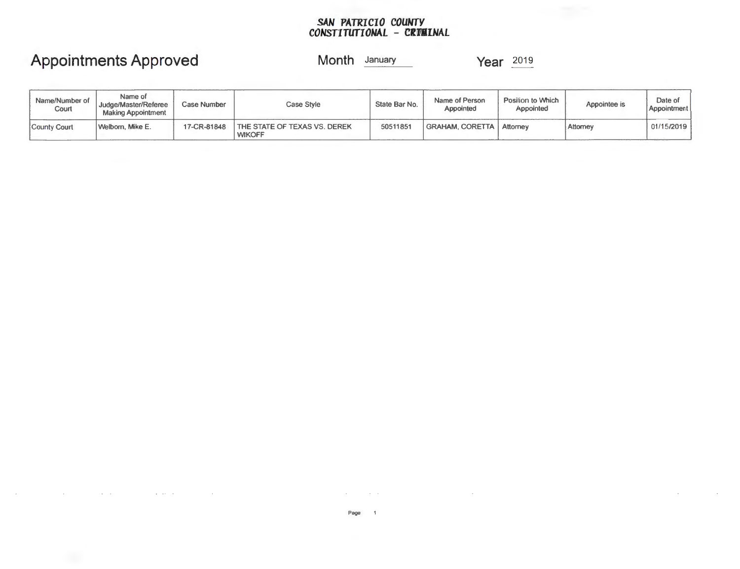**SAN PATRICIO COUNTY**
**CONSTITUTIONAL - CRIMINAL**

# Appointments Approved

Month January

Year 2019

| Name/Number of Court | Name of Judge/Master/Referee Making Appointment | Case Number | Case Style | State Bar No. | Name of Person Appointed | Position to Which Appointed | Appointee is | Date of Appointment |
|---|---|---|---|---|---|---|---|---|
| County Court | Welborn, Mike E. | 17-CR-81848 | THE STATE OF TEXAS VS. DEREK WIKOFF | 50511851 | GRAHAM, CORETTA | Attorney | Attorney | 01/15/2019 |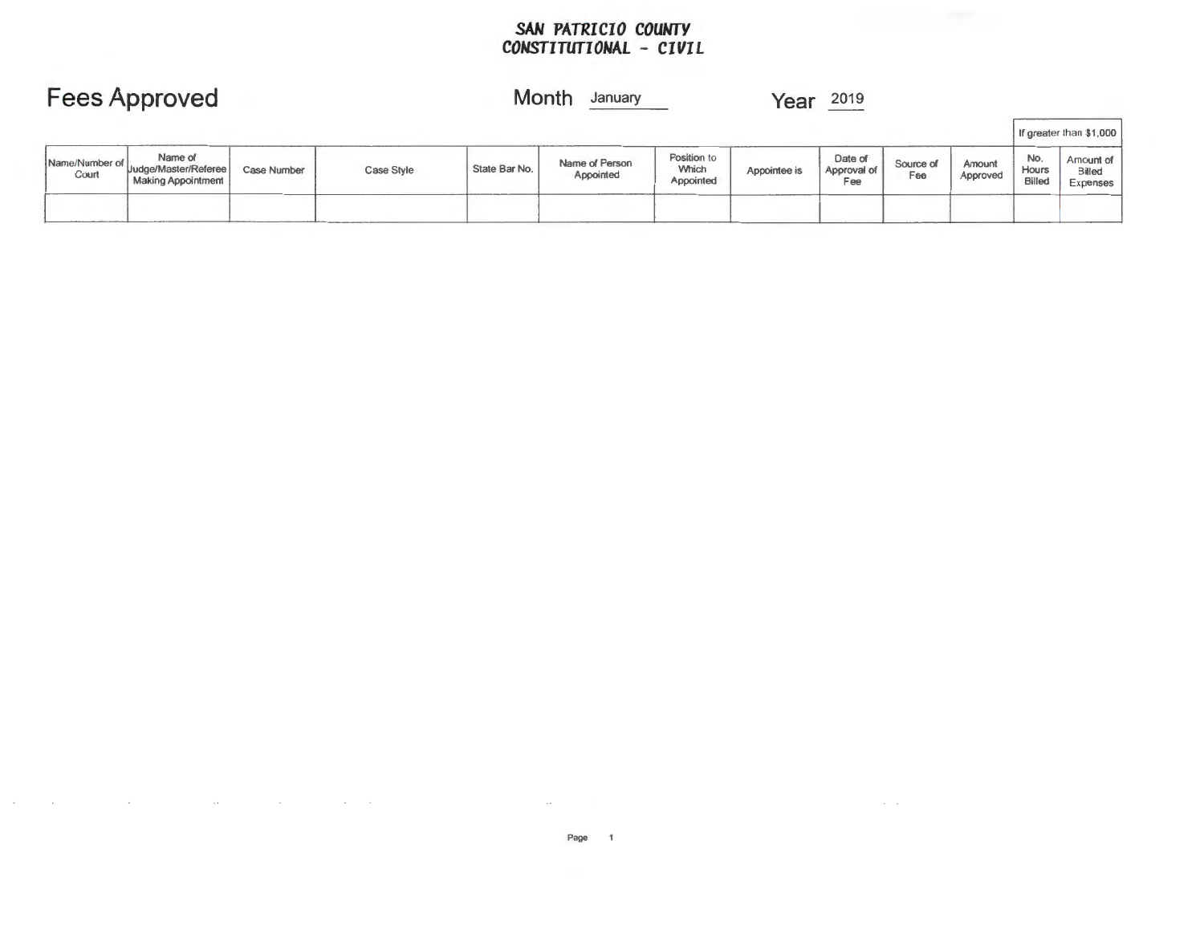**SAN PATRICIO COUNTY**
**CONSTITUTIONAL - CIVIL**

# Fees Approved

Month January

Year 2019

| Name/Number of Court | Name of Judge/Master/Referee Making Appointment | Case Number | Case Style | State Bar No. | Name of Person Appointed | Position to Which Appointed | Appointee is | Date of Approval of Fee | Source of Fee | Amount Approved | If greater than $1,000 | |
|---|---|---|---|---|---|---|---|---|---|---|---|---|
| | | | | | | | | | | | No. Hours Billed | Amount of Billed Expenses |
| | | | | | | | | | | | | |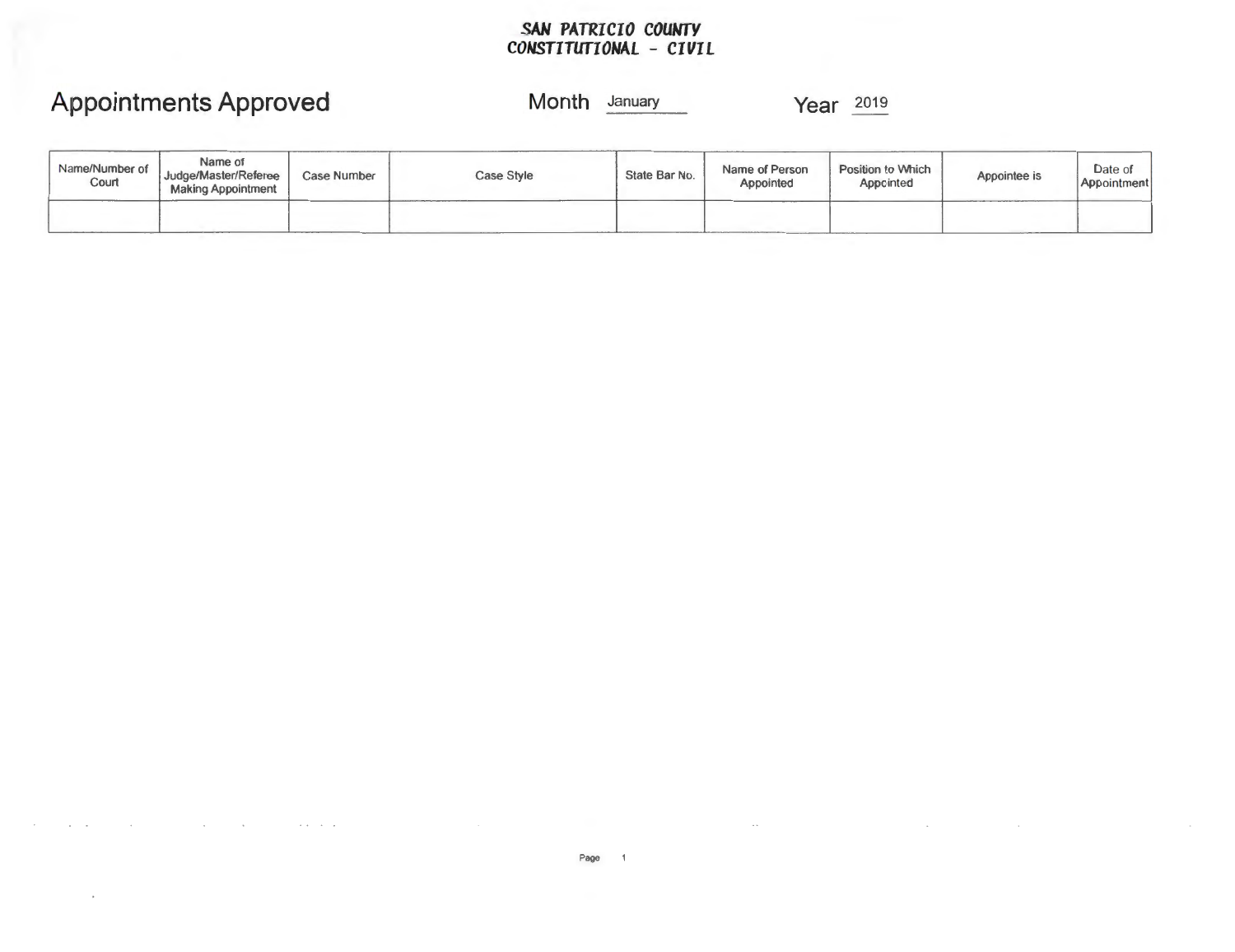**SAN PATRICIO COUNTY**
**CONSTITUTIONAL - CIVIL**

# Appointments Approved

Month January Year 2019

| Name/Number of Court | Name of Judge/Master/Referee Making Appointment | Case Number | Case Style | State Bar No. | Name of Person Appointed | Position to Which Appointed | Appointee is | Date of Appointment |
|---|---|---|---|---|---|---|---|---|
| | | | | | | | | |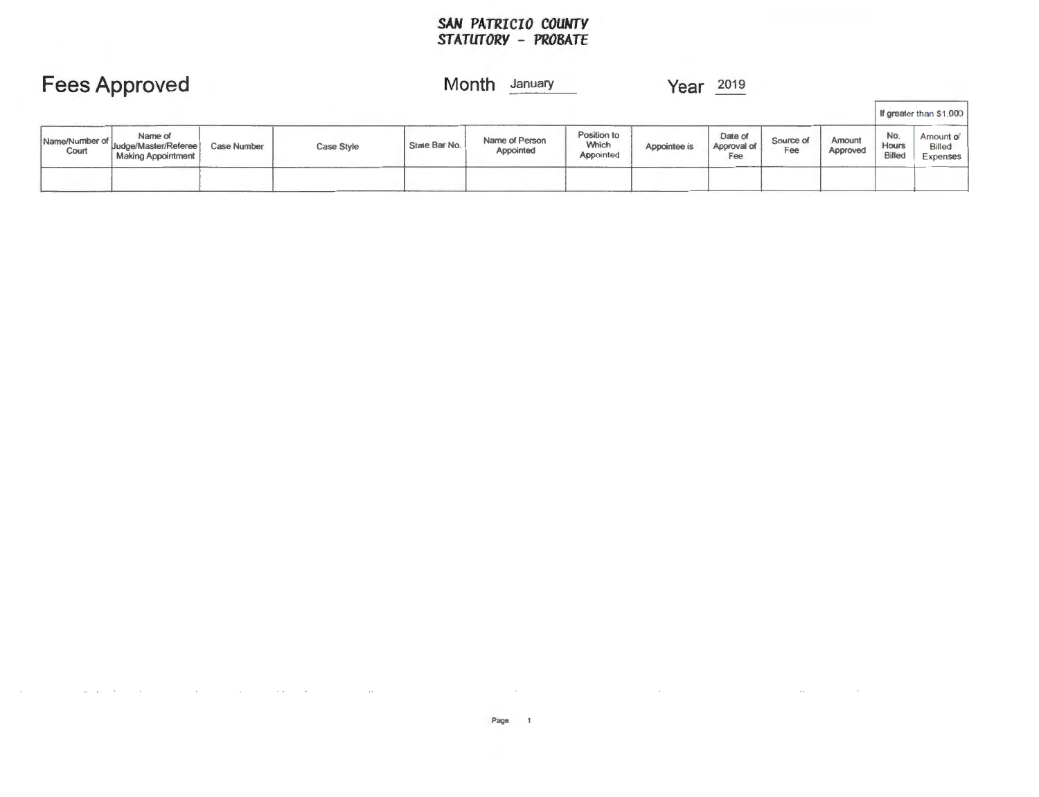**SAN PATRICIO COUNTY**
**STATUTORY - PROBATE**

# Fees Approved

Month January Year 2019

| Name/Number of Court | Name of Judge/Master/Referee Making Appointment | Case Number | Case Style | State Bar No. | Name of Person Appointed | Position to Which Appointed | Appointee is | Date of Approval of Fee | Source of Fee | Amount Approved | If greater than $1,000 | |
|---|---|---|---|---|---|---|---|---|---|---|---|---|
| | | | | | | | | | | | No. Hours Billed | Amount of Billed Expenses |
| | | | | | | | | | | | | |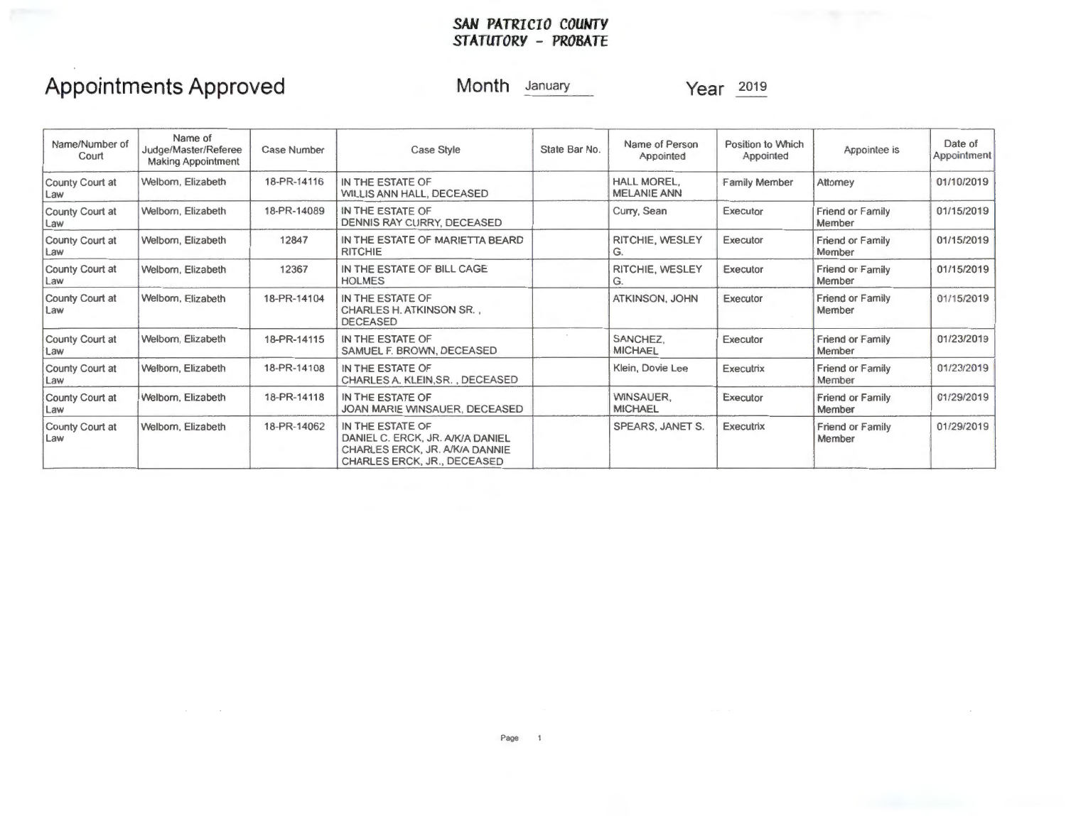***SAN PATRICIO COUNTY***
***STATUTORY - PROBATE***

# Appointments Approved

Month January Year 2019

| Name/Number of Court | Name of Judge/Master/Referee Making Appointment | Case Number | Case Style | State Bar No. | Name of Person Appointed | Position to Which Appointed | Appointee is | Date of Appointment |
|---|---|---|---|---|---|---|---|---|
| County Court at Law | Welborn, Elizabeth | 18-PR-14116 | IN THE ESTATE OF WILLIS ANN HALL, DECEASED | | HALL MOREL, MELANIE ANN | Family Member | Attorney | 01/10/2019 |
| County Court at Law | Welborn, Elizabeth | 18-PR-14089 | IN THE ESTATE OF DENNIS RAY CURRY, DECEASED | | Curry, Sean | Executor | Friend or Family Member | 01/15/2019 |
| County Court at Law | Welborn, Elizabeth | 12847 | IN THE ESTATE OF MARIETTA BEARD RITCHIE | | RITCHIE, WESLEY G. | Executor | Friend or Family Member | 01/15/2019 |
| County Court at Law | Welborn, Elizabeth | 12367 | IN THE ESTATE OF BILL CAGE HOLMES | | RITCHIE, WESLEY G. | Executor | Friend or Family Member | 01/15/2019 |
| County Court at Law | Welborn, Elizabeth | 18-PR-14104 | IN THE ESTATE OF CHARLES H. ATKINSON SR. , DECEASED | | ATKINSON, JOHN | Executor | Friend or Family Member | 01/15/2019 |
| County Court at Law | Welborn, Elizabeth | 18-PR-14115 | IN THE ESTATE OF SAMUEL F. BROWN, DECEASED | | SANCHEZ, MICHAEL | Executor | Friend or Family Member | 01/23/2019 |
| County Court at Law | Welborn, Elizabeth | 18-PR-14108 | IN THE ESTATE OF CHARLES A. KLEIN,SR. , DECEASED | | Klein, Dovie Lee | Executrix | Friend or Family Member | 01/23/2019 |
| County Court at Law | Welborn, Elizabeth | 18-PR-14118 | IN THE ESTATE OF JOAN MARIE WINSAUER, DECEASED | | WINSAUER, MICHAEL | Executor | Friend or Family Member | 01/29/2019 |
| County Court at Law | Welborn, Elizabeth | 18-PR-14062 | IN THE ESTATE OF DANIEL C. ERCK, JR. A/K/A DANIEL CHARLES ERCK, JR. A/K/A DANNIE CHARLES ERCK, JR., DECEASED | | SPEARS, JANET S. | Executrix | Friend or Family Member | 01/29/2019 |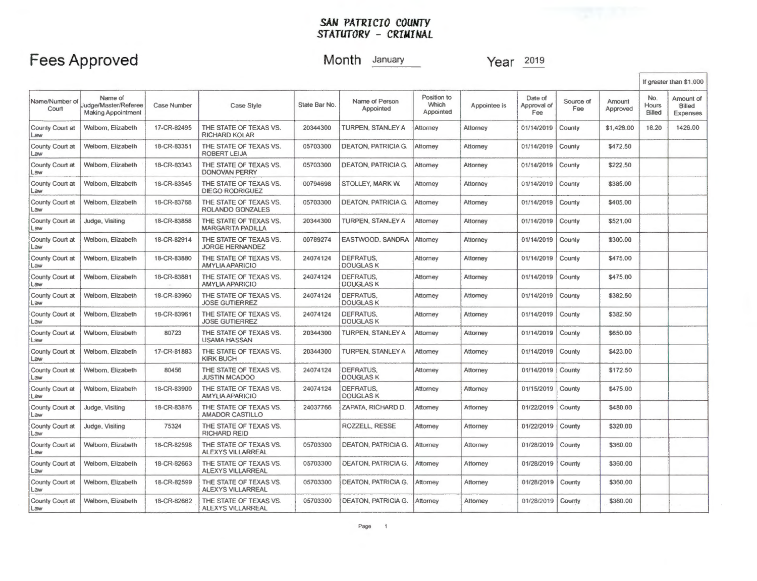**SAN PATRICIO COUNTY**
**STATUTORY - CRIMINAL**

# Fees Approved

Month January    Year 2019

| Name/Number of Court | Name of Judge/Master/Referee Making Appointment | Case Number | Case Style | State Bar No. | Name of Person Appointed | Position to Which Appointed | Appointee is | Date of Approval of Fee | Source of Fee | Amount Approved | If greater than $1,000 | |
|---|---|---|---|---|---|---|---|---|---|---|---|---|
| | | | | | | | | | | | No. Hours Billed | Amount of Billed Expenses |
| County Court at Law | Welborn, Elizabeth | 17-CR-82495 | THE STATE OF TEXAS VS. RICHARD KOLAR | 20344300 | TURPEN, STANLEY A | Attorney | Attorney | 01/14/2019 | County | $1,426.00 | 18.20 | 1426.00 |
| County Court at Law | Welborn, Elizabeth | 18-CR-83351 | THE STATE OF TEXAS VS. ROBERT LEIJA | 05703300 | DEATON, PATRICIA G. | Attorney | Attorney | 01/14/2019 | County | $472.50 | | |
| County Court at Law | Welborn, Elizabeth | 18-CR-83343 | THE STATE OF TEXAS VS. DONOVAN PERRY | 05703300 | DEATON, PATRICIA G. | Attorney | Attorney | 01/14/2019 | County | $222.50 | | |
| County Court at Law | Welborn, Elizabeth | 18-CR-83545 | THE STATE OF TEXAS VS. DIEGO RODRIGUEZ | 00794698 | STOLLEY, MARK W. | Attorney | Attorney | 01/14/2019 | County | $385.00 | | |
| County Court at Law | Welborn, Elizabeth | 18-CR-83768 | THE STATE OF TEXAS VS. ROLANDO GONZALES | 05703300 | DEATON, PATRICIA G. | Attorney | Attorney | 01/14/2019 | County | $405.00 | | |
| County Court at Law | Judge, Visiting | 18-CR-83858 | THE STATE OF TEXAS VS. MARGARITA PADILLA | 20344300 | TURPEN, STANLEY A | Attorney | Attorney | 01/14/2019 | County | $521.00 | | |
| County Court at Law | Welborn, Elizabeth | 18-CR-82914 | THE STATE OF TEXAS VS. JORGE HERNANDEZ | 00789274 | EASTWOOD, SANDRA | Attorney | Attorney | 01/14/2019 | County | $300.00 | | |
| County Court at Law | Welborn, Elizabeth | 18-CR-83880 | THE STATE OF TEXAS VS. AMYLIA APARICIO | 24074124 | DEFRATUS, DOUGLAS K | Attorney | Attorney | 01/14/2019 | County | $475.00 | | |
| County Court at Law | Welborn, Elizabeth | 18-CR-83881 | THE STATE OF TEXAS VS. AMYLIA APARICIO | 24074124 | DEFRATUS, DOUGLAS K | Attorney | Attorney | 01/14/2019 | County | $475.00 | | |
| County Court at Law | Welborn, Elizabeth | 18-CR-83960 | THE STATE OF TEXAS VS. JOSE GUTIERREZ | 24074124 | DEFRATUS, DOUGLAS K | Attorney | Attorney | 01/14/2019 | County | $382.50 | | |
| County Court at Law | Welborn, Elizabeth | 18-CR-83961 | THE STATE OF TEXAS VS. JOSE GUTIERREZ | 24074124 | DEFRATUS, DOUGLAS K | Attorney | Attorney | 01/14/2019 | County | $382.50 | | |
| County Court at Law | Welborn, Elizabeth | 80723 | THE STATE OF TEXAS VS. USAMA HASSAN | 20344300 | TURPEN, STANLEY A | Attorney | Attorney | 01/14/2019 | County | $650.00 | | |
| County Court at Law | Welborn, Elizabeth | 17-CR-81883 | THE STATE OF TEXAS VS. KIRK BUCH | 20344300 | TURPEN, STANLEY A | Attorney | Attorney | 01/14/2019 | County | $423.00 | | |
| County Court at Law | Welborn, Elizabeth | 80456 | THE STATE OF TEXAS VS. JUSTIN MCADOO | 24074124 | DEFRATUS, DOUGLAS K | Attorney | Attorney | 01/14/2019 | County | $172.50 | | |
| County Court at Law | Welborn, Elizabeth | 18-CR-83900 | THE STATE OF TEXAS VS. AMYLIA APARICIO | 24074124 | DEFRATUS, DOUGLAS K | Attorney | Attorney | 01/15/2019 | County | $475.00 | | |
| County Court at Law | Judge, Visiting | 18-CR-83876 | THE STATE OF TEXAS VS. AMADOR CASTILLO | 24037766 | ZAPATA, RICHARD D. | Attorney | Attorney | 01/22/2019 | County | $480.00 | | |
| County Court at Law | Judge, Visiting | 75324 | THE STATE OF TEXAS VS. RICHARD REID | | ROZZELL, RESSE | Attorney | Attorney | 01/22/2019 | County | $320.00 | | |
| County Court at Law | Welborn, Elizabeth | 18-CR-82598 | THE STATE OF TEXAS VS. ALEXYS VILLARREAL | 05703300 | DEATON, PATRICIA G. | Attorney | Attorney | 01/28/2019 | County | $360.00 | | |
| County Court at Law | Welborn, Elizabeth | 18-CR-82663 | THE STATE OF TEXAS VS. ALEXYS VILLARREAL | 05703300 | DEATON, PATRICIA G. | Attorney | Attorney | 01/28/2019 | County | $360.00 | | |
| County Court at Law | Welborn, Elizabeth | 18-CR-82599 | THE STATE OF TEXAS VS. ALEXYS VILLARREAL | 05703300 | DEATON, PATRICIA G. | Attorney | Attorney | 01/28/2019 | County | $360.00 | | |
| County Court at Law | Welborn, Elizabeth | 18-CR-82662 | THE STATE OF TEXAS VS. ALEXYS VILLARREAL | 05703300 | DEATON, PATRICIA G. | Attorney | Attorney | 01/28/2019 | County | $360.00 | | |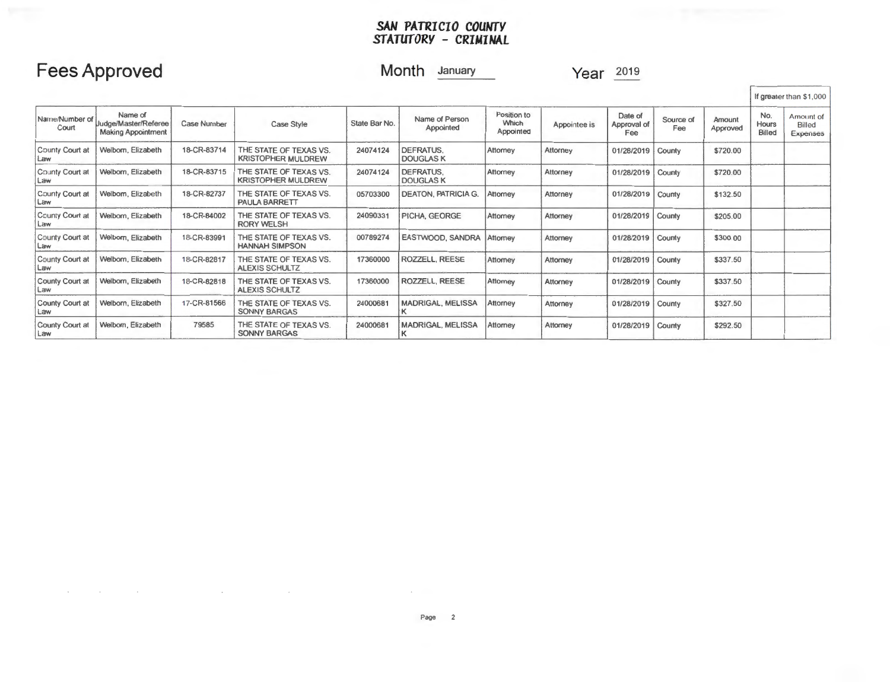# SAN PATRICIO COUNTY
# STATUTORY - CRIMINAL

## Fees Approved

Month January Year 2019

| Name/Number of Court | Name of Judge/Master/Referee Making Appointment | Case Number | Case Style | State Bar No. | Name of Person Appointed | Position to Which Appointed | Appointee is | Date of Approval of Fee | Source of Fee | Amount Approved | If greater than $1,000 | |
|---|---|---|---|---|---|---|---|---|---|---|---|---|
| | | | | | | | | | | | No. Hours Billed | Amount of Billed Expenses |
| County Court at Law | Welborn, Elizabeth | 18-CR-83714 | THE STATE OF TEXAS VS. KRISTOPHER MULDREW | 24074124 | DEFRATUS, DOUGLAS K | Attorney | Attorney | 01/28/2019 | County | $720.00 | | |
| County Court at Law | Welborn, Elizabeth | 18-CR-83715 | THE STATE OF TEXAS VS. KRISTOPHER MULDREW | 24074124 | DEFRATUS, DOUGLAS K | Attorney | Attorney | 01/28/2019 | County | $720.00 | | |
| County Court at Law | Welborn, Elizabeth | 18-CR-82737 | THE STATE OF TEXAS VS. PAULA BARRETT | 05703300 | DEATON, PATRICIA G. | Attorney | Attorney | 01/28/2019 | County | $132.50 | | |
| County Court at Law | Welborn, Elizabeth | 18-CR-84002 | THE STATE OF TEXAS VS. RORY WELSH | 24090331 | PICHA, GEORGE | Attorney | Attorney | 01/28/2019 | County | $205.00 | | |
| County Court at Law | Welborn, Elizabeth | 18-CR-83991 | THE STATE OF TEXAS VS. HANNAH SIMPSON | 00789274 | EASTWOOD, SANDRA | Attorney | Attorney | 01/28/2019 | County | $300.00 | | |
| County Court at Law | Welborn, Elizabeth | 18-CR-82817 | THE STATE OF TEXAS VS. ALEXIS SCHULTZ | 17360000 | ROZZELL, REESE | Attorney | Attorney | 01/28/2019 | County | $337.50 | | |
| County Court at Law | Welborn, Elizabeth | 18-CR-82818 | THE STATE OF TEXAS VS. ALEXIS SCHULTZ | 17360000 | ROZZELL, REESE | Attorney | Attorney | 01/28/2019 | County | $337.50 | | |
| County Court at Law | Welborn, Elizabeth | 17-CR-81566 | THE STATE OF TEXAS VS. SONNY BARGAS | 24000681 | MADRIGAL, MELISSA K | Attorney | Attorney | 01/28/2019 | County | $327.50 | | |
| County Court at Law | Welborn, Elizabeth | 79585 | THE STATE OF TEXAS VS. SONNY BARGAS | 24000681 | MADRIGAL, MELISSA K | Attorney | Attorney | 01/28/2019 | County | $292.50 | | |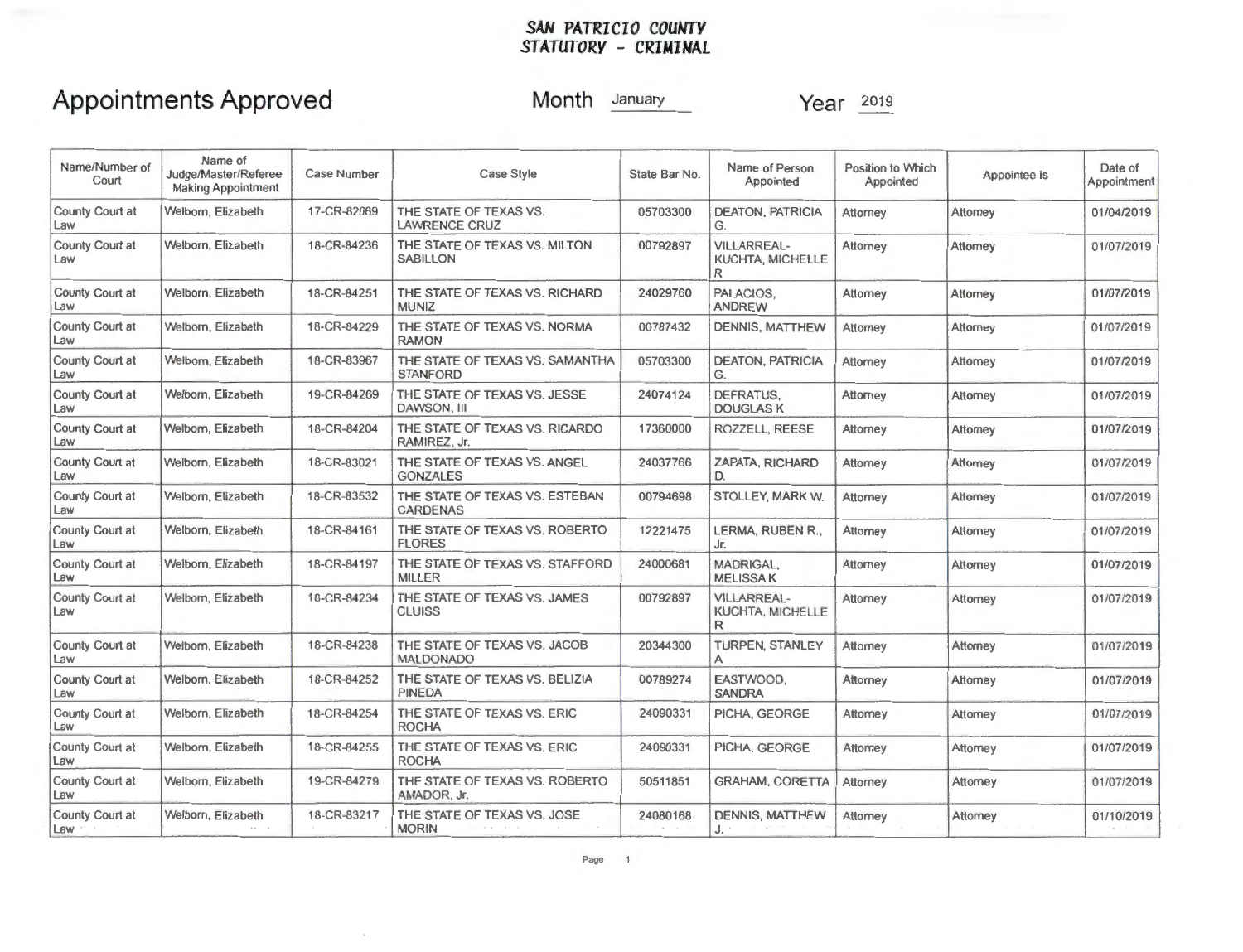**SAN PATRICIO COUNTY**
**STATUTORY - CRIMINAL**

# Appointments Approved

Month January Year 2019

| Name/Number of Court | Name of Judge/Master/Referee Making Appointment | Case Number | Case Style | State Bar No. | Name of Person Appointed | Position to Which Appointed | Appointee is | Date of Appointment |
|---|---|---|---|---|---|---|---|---|
| County Court at Law | Welborn, Elizabeth | 17-CR-82069 | THE STATE OF TEXAS VS. LAWRENCE CRUZ | 05703300 | DEATON, PATRICIA G. | Attorney | Attorney | 01/04/2019 |
| County Court at Law | Welborn, Elizabeth | 18-CR-84236 | THE STATE OF TEXAS VS. MILTON SABILLON | 00792897 | VILLARREAL-KUCHTA, MICHELLE R | Attorney | Attorney | 01/07/2019 |
| County Court at Law | Welborn, Elizabeth | 18-CR-84251 | THE STATE OF TEXAS VS. RICHARD MUNIZ | 24029760 | PALACIOS, ANDREW | Attorney | Attorney | 01/07/2019 |
| County Court at Law | Welborn, Elizabeth | 18-CR-84229 | THE STATE OF TEXAS VS. NORMA RAMON | 00787432 | DENNIS, MATTHEW | Attorney | Attorney | 01/07/2019 |
| County Court at Law | Welborn, Elizabeth | 18-CR-83967 | THE STATE OF TEXAS VS. SAMANTHA STANFORD | 05703300 | DEATON, PATRICIA G. | Attorney | Attorney | 01/07/2019 |
| County Court at Law | Welborn, Elizabeth | 19-CR-84269 | THE STATE OF TEXAS VS. JESSE DAWSON, III | 24074124 | DEFRATUS, DOUGLAS K | Attorney | Attorney | 01/07/2019 |
| County Court at Law | Welborn, Elizabeth | 18-CR-84204 | THE STATE OF TEXAS VS. RICARDO RAMIREZ, Jr. | 17360000 | ROZZELL, REESE | Attorney | Attorney | 01/07/2019 |
| County Court at Law | Welborn, Elizabeth | 18-CR-83021 | THE STATE OF TEXAS VS. ANGEL GONZALES | 24037766 | ZAPATA, RICHARD D. | Attorney | Attorney | 01/07/2019 |
| County Court at Law | Welborn, Elizabeth | 18-CR-83532 | THE STATE OF TEXAS VS. ESTEBAN CARDENAS | 00794698 | STOLLEY, MARK W. | Attorney | Attorney | 01/07/2019 |
| County Court at Law | Welborn, Elizabeth | 18-CR-84161 | THE STATE OF TEXAS VS. ROBERTO FLORES | 12221475 | LERMA, RUBEN R., Jr. | Attorney | Attorney | 01/07/2019 |
| County Court at Law | Welborn, Elizabeth | 18-CR-84197 | THE STATE OF TEXAS VS. STAFFORD MILLER | 24000681 | MADRIGAL, MELISSA K | Attorney | Attorney | 01/07/2019 |
| County Court at Law | Welborn, Elizabeth | 18-CR-84234 | THE STATE OF TEXAS VS. JAMES CLUISS | 00792897 | VILLARREAL-KUCHTA, MICHELLE R | Attorney | Attorney | 01/07/2019 |
| County Court at Law | Welborn, Elizabeth | 18-CR-84238 | THE STATE OF TEXAS VS. JACOB MALDONADO | 20344300 | TURPEN, STANLEY A | Attorney | Attorney | 01/07/2019 |
| County Court at Law | Welborn, Elizabeth | 18-CR-84252 | THE STATE OF TEXAS VS. BELIZIA PINEDA | 00789274 | EASTWOOD, SANDRA | Attorney | Attorney | 01/07/2019 |
| County Court at Law | Welborn, Elizabeth | 18-CR-84254 | THE STATE OF TEXAS VS. ERIC ROCHA | 24090331 | PICHA, GEORGE | Attorney | Attorney | 01/07/2019 |
| County Court at Law | Welborn, Elizabeth | 18-CR-84255 | THE STATE OF TEXAS VS. ERIC ROCHA | 24090331 | PICHA, GEORGE | Attorney | Attorney | 01/07/2019 |
| County Court at Law | Welborn, Elizabeth | 19-CR-84279 | THE STATE OF TEXAS VS. ROBERTO AMADOR, Jr. | 50511851 | GRAHAM, CORETTA | Attorney | Attorney | 01/07/2019 |
| County Court at Law | Welborn, Elizabeth | 18-CR-83217 | THE STATE OF TEXAS VS. JOSE MORIN | 24080168 | DENNIS, MATTHEW J. | Attorney | Attorney | 01/10/2019 |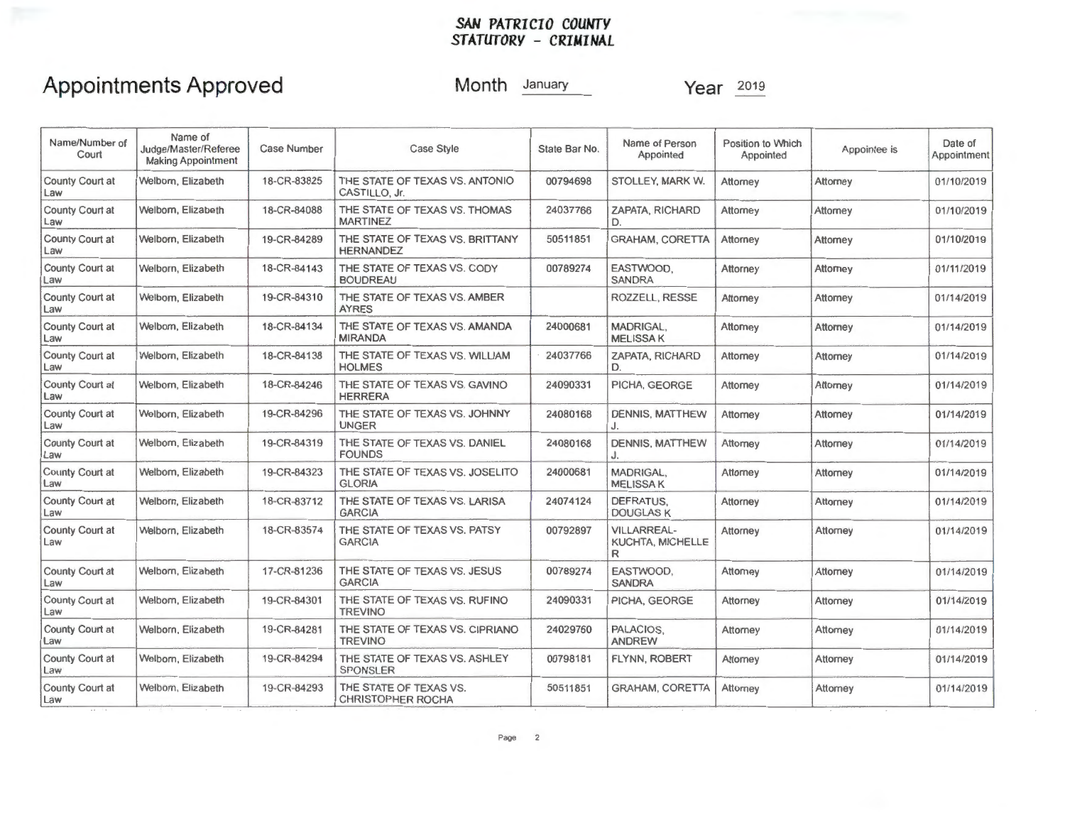**SAN PATRICIO COUNTY**
**STATUTORY - CRIMINAL**

# Appointments Approved

Month January Year 2019

| Name/Number of Court | Name of Judge/Master/Referee Making Appointment | Case Number | Case Style | State Bar No. | Name of Person Appointed | Position to Which Appointed | Appointee is | Date of Appointment |
|---|---|---|---|---|---|---|---|---|
| County Court at Law | Welborn, Elizabeth | 18-CR-83825 | THE STATE OF TEXAS VS. ANTONIO CASTILLO, Jr. | 00794698 | STOLLEY, MARK W. | Attorney | Attorney | 01/10/2019 |
| County Court at Law | Welborn, Elizabeth | 18-CR-84088 | THE STATE OF TEXAS VS. THOMAS MARTINEZ | 24037766 | ZAPATA, RICHARD D. | Attorney | Attorney | 01/10/2019 |
| County Court at Law | Welborn, Elizabeth | 19-CR-84289 | THE STATE OF TEXAS VS. BRITTANY HERNANDEZ | 50511851 | GRAHAM, CORETTA | Attorney | Attorney | 01/10/2019 |
| County Court at Law | Welborn, Elizabeth | 18-CR-84143 | THE STATE OF TEXAS VS. CODY BOUDREAU | 00789274 | EASTWOOD, SANDRA | Attorney | Attorney | 01/11/2019 |
| County Court at Law | Welborn, Elizabeth | 19-CR-84310 | THE STATE OF TEXAS VS. AMBER AYRES | | ROZZELL, RESSE | Attorney | Attorney | 01/14/2019 |
| County Court at Law | Welborn, Elizabeth | 18-CR-84134 | THE STATE OF TEXAS VS. AMANDA MIRANDA | 24000681 | MADRIGAL, MELISSA K | Attorney | Attorney | 01/14/2019 |
| County Court at Law | Welborn, Elizabeth | 18-CR-84138 | THE STATE OF TEXAS VS. WILLIAM HOLMES | 24037766 | ZAPATA, RICHARD D. | Attorney | Attorney | 01/14/2019 |
| County Court at Law | Welborn, Elizabeth | 18-CR-84246 | THE STATE OF TEXAS VS. GAVINO HERRERA | 24090331 | PICHA, GEORGE | Attorney | Attorney | 01/14/2019 |
| County Court at Law | Welborn, Elizabeth | 19-CR-84296 | THE STATE OF TEXAS VS. JOHNNY UNGER | 24080168 | DENNIS, MATTHEW J. | Attorney | Attorney | 01/14/2019 |
| County Court at Law | Welborn, Elizabeth | 19-CR-84319 | THE STATE OF TEXAS VS. DANIEL FOUNDS | 24080168 | DENNIS, MATTHEW J. | Attorney | Attorney | 01/14/2019 |
| County Court at Law | Welborn, Elizabeth | 19-CR-84323 | THE STATE OF TEXAS VS. JOSELITO GLORIA | 24000681 | MADRIGAL, MELISSA K | Attorney | Attorney | 01/14/2019 |
| County Court at Law | Welborn, Elizabeth | 18-CR-83712 | THE STATE OF TEXAS VS. LARISA GARCIA | 24074124 | DEFRATUS, DOUGLAS K | Attorney | Attorney | 01/14/2019 |
| County Court at Law | Welborn, Elizabeth | 18-CR-83574 | THE STATE OF TEXAS VS. PATSY GARCIA | 00792897 | VILLARREAL-KUCHTA, MICHELLE R | Attorney | Attorney | 01/14/2019 |
| County Court at Law | Welborn, Elizabeth | 17-CR-81236 | THE STATE OF TEXAS VS. JESUS GARCIA | 00789274 | EASTWOOD, SANDRA | Attorney | Attorney | 01/14/2019 |
| County Court at Law | Welborn, Elizabeth | 19-CR-84301 | THE STATE OF TEXAS VS. RUFINO TREVINO | 24090331 | PICHA, GEORGE | Attorney | Attorney | 01/14/2019 |
| County Court at Law | Welborn, Elizabeth | 19-CR-84281 | THE STATE OF TEXAS VS. CIPRIANO TREVINO | 24029760 | PALACIOS, ANDREW | Attorney | Attorney | 01/14/2019 |
| County Court at Law | Welborn, Elizabeth | 19-CR-84294 | THE STATE OF TEXAS VS. ASHLEY SPONSLER | 00798181 | FLYNN, ROBERT | Attorney | Attorney | 01/14/2019 |
| County Court at Law | Welborn, Elizabeth | 19-CR-84293 | THE STATE OF TEXAS VS. CHRISTOPHER ROCHA | 50511851 | GRAHAM, CORETTA | Attorney | Attorney | 01/14/2019 |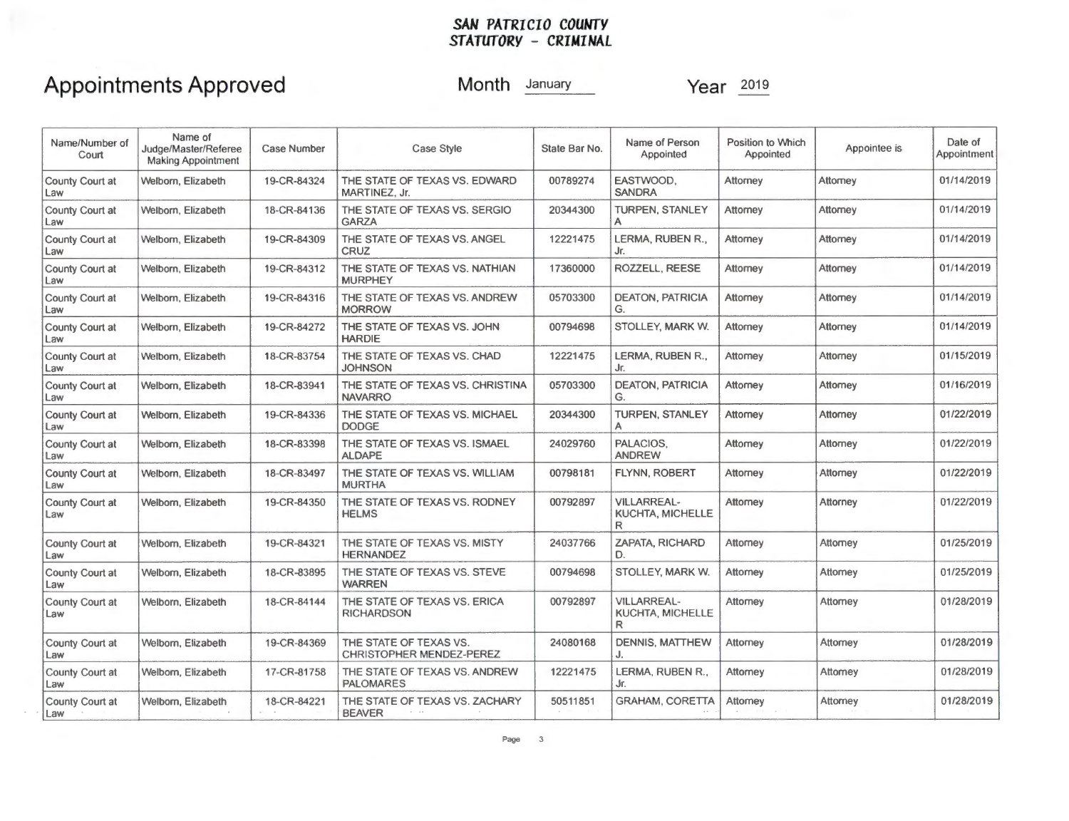**SAN PATRICIO COUNTY**
**STATUTORY - CRIMINAL**

# Appointments Approved

Month January Year 2019

| Name/Number of Court | Name of Judge/Master/Referee Making Appointment | Case Number | Case Style | State Bar No. | Name of Person Appointed | Position to Which Appointed | Appointee is | Date of Appointment |
|---|---|---|---|---|---|---|---|---|
| County Court at Law | Welborn, Elizabeth | 19-CR-84324 | THE STATE OF TEXAS VS. EDWARD MARTINEZ, Jr. | 00789274 | EASTWOOD, SANDRA | Attorney | Attorney | 01/14/2019 |
| County Court at Law | Welborn, Elizabeth | 18-CR-84136 | THE STATE OF TEXAS VS. SERGIO GARZA | 20344300 | TURPEN, STANLEY A | Attorney | Attorney | 01/14/2019 |
| County Court at Law | Welborn, Elizabeth | 19-CR-84309 | THE STATE OF TEXAS VS. ANGEL CRUZ | 12221475 | LERMA, RUBEN R., Jr. | Attorney | Attorney | 01/14/2019 |
| County Court at Law | Welborn, Elizabeth | 19-CR-84312 | THE STATE OF TEXAS VS. NATHIAN MURPHEY | 17360000 | ROZZELL, REESE | Attorney | Attorney | 01/14/2019 |
| County Court at Law | Welborn, Elizabeth | 19-CR-84316 | THE STATE OF TEXAS VS. ANDREW MORROW | 05703300 | DEATON, PATRICIA G. | Attorney | Attorney | 01/14/2019 |
| County Court at Law | Welborn, Elizabeth | 19-CR-84272 | THE STATE OF TEXAS VS. JOHN HARDIE | 00794698 | STOLLEY, MARK W. | Attorney | Attorney | 01/14/2019 |
| County Court at Law | Welborn, Elizabeth | 18-CR-83754 | THE STATE OF TEXAS VS. CHAD JOHNSON | 12221475 | LERMA, RUBEN R., Jr. | Attorney | Attorney | 01/15/2019 |
| County Court at Law | Welborn, Elizabeth | 18-CR-83941 | THE STATE OF TEXAS VS. CHRISTINA NAVARRO | 05703300 | DEATON, PATRICIA G. | Attorney | Attorney | 01/16/2019 |
| County Court at Law | Welborn, Elizabeth | 19-CR-84336 | THE STATE OF TEXAS VS. MICHAEL DODGE | 20344300 | TURPEN, STANLEY A | Attorney | Attorney | 01/22/2019 |
| County Court at Law | Welborn, Elizabeth | 18-CR-83398 | THE STATE OF TEXAS VS. ISMAEL ALDAPE | 24029760 | PALACIOS, ANDREW | Attorney | Attorney | 01/22/2019 |
| County Court at Law | Welborn, Elizabeth | 18-CR-83497 | THE STATE OF TEXAS VS. WILLIAM MURTHA | 00798181 | FLYNN, ROBERT | Attorney | Attorney | 01/22/2019 |
| County Court at Law | Welborn, Elizabeth | 19-CR-84350 | THE STATE OF TEXAS VS. RODNEY HELMS | 00792897 | VILLARREAL-KUCHTA, MICHELLE R | Attorney | Attorney | 01/22/2019 |
| County Court at Law | Welborn, Elizabeth | 19-CR-84321 | THE STATE OF TEXAS VS. MISTY HERNANDEZ | 24037766 | ZAPATA, RICHARD D. | Attorney | Attorney | 01/25/2019 |
| County Court at Law | Welborn, Elizabeth | 18-CR-83895 | THE STATE OF TEXAS VS. STEVE WARREN | 00794698 | STOLLEY, MARK W. | Attorney | Attorney | 01/25/2019 |
| County Court at Law | Welborn, Elizabeth | 18-CR-84144 | THE STATE OF TEXAS VS. ERICA RICHARDSON | 00792897 | VILLARREAL-KUCHTA, MICHELLE R | Attorney | Attorney | 01/28/2019 |
| County Court at Law | Welborn, Elizabeth | 19-CR-84369 | THE STATE OF TEXAS VS. CHRISTOPHER MENDEZ-PEREZ | 24080168 | DENNIS, MATTHEW J. | Attorney | Attorney | 01/28/2019 |
| County Court at Law | Welborn, Elizabeth | 17-CR-81758 | THE STATE OF TEXAS VS. ANDREW PALOMARES | 12221475 | LERMA, RUBEN R., Jr. | Attorney | Attorney | 01/28/2019 |
| County Court at Law | Welborn, Elizabeth | 18-CR-84221 | THE STATE OF TEXAS VS. ZACHARY BEAVER | 50511851 | GRAHAM, CORETTA | Attorney | Attorney | 01/28/2019 |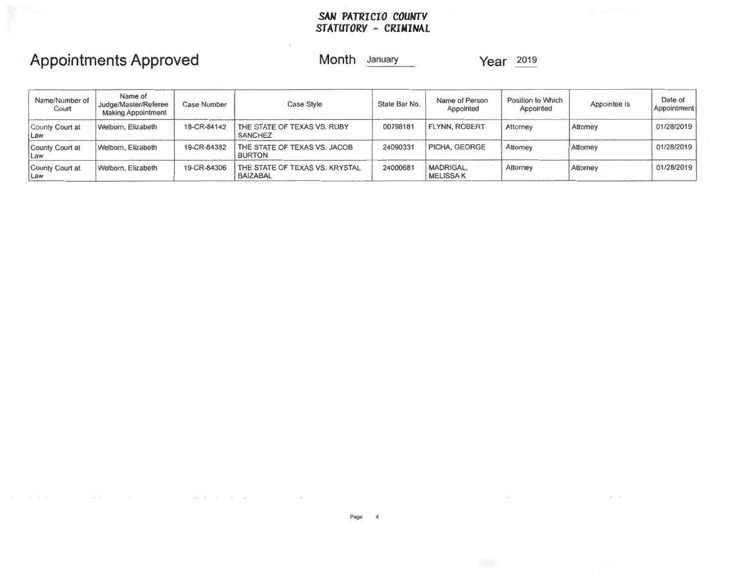**SAN PATRICIO COUNTY**
**STATUTORY - CRIMINAL**

# Appointments Approved

Month January Year 2019

| Name/Number of Court | Name of Judge/Master/Referee Making Appointment | Case Number | Case Style | State Bar No. | Name of Person Appointed | Position to Which Appointed | Appointee is | Date of Appointment |
|---|---|---|---|---|---|---|---|---|
| County Court at Law | Welborn, Elizabeth | 18-CR-84142 | THE STATE OF TEXAS VS. RUBY SANCHEZ | 00798181 | FLYNN, ROBERT | Attorney | Attorney | 01/28/2019 |
| County Court at Law | Welborn, Elizabeth | 19-CR-84382 | THE STATE OF TEXAS VS. JACOB BURTON | 24090331 | PICHA, GEORGE | Attorney | Attorney | 01/28/2019 |
| County Court at Law | Welborn, Elizabeth | 19-CR-84306 | THE STATE OF TEXAS VS. KRYSTAL BAIZABAL | 24000681 | MADRIGAL, MELISSA K | Attorney | Attorney | 01/28/2019 |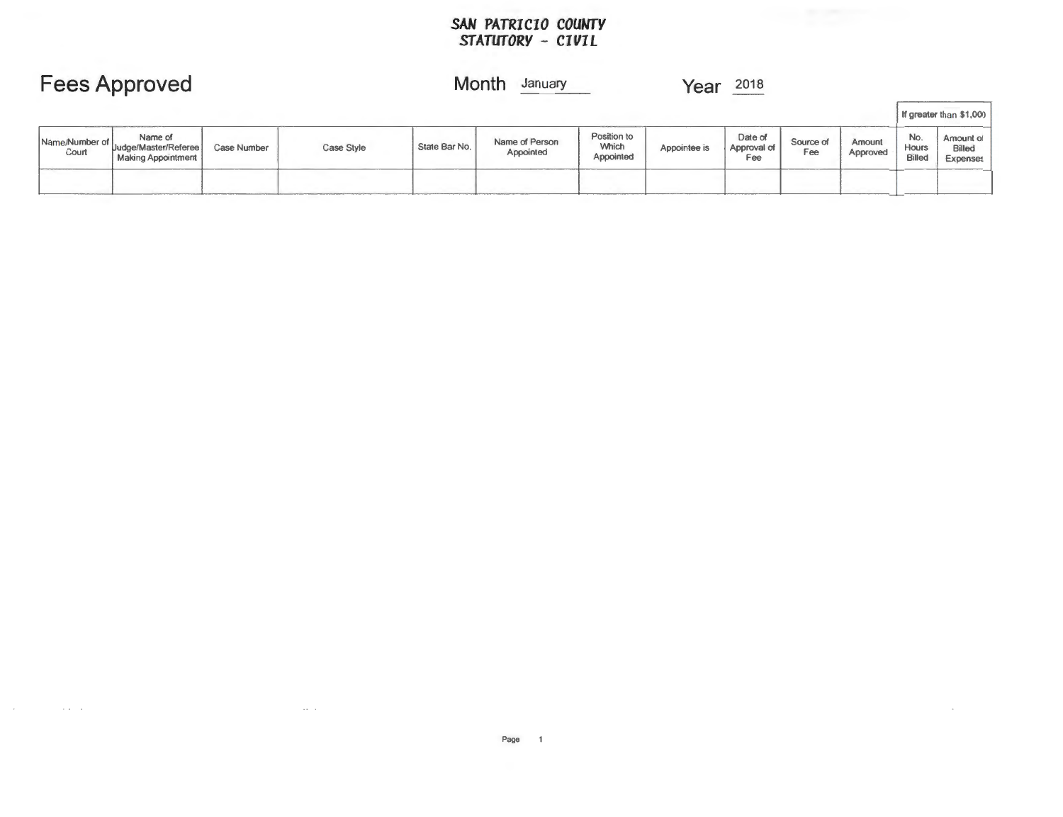**SAN PATRICIO COUNTY**
**STATUTORY - CIVIL**

# Fees Approved

Month January Year 2018

| Name/Number of Court | Name of Judge/Master/Referee Making Appointment | Case Number | Case Style | State Bar No. | Name of Person Appointed | Position to Which Appointed | Appointee is | Date of Approval of Fee | Source of Fee | Amount Approved | If greater than $1,000 | |
|---|---|---|---|---|---|---|---|---|---|---|---|---|
| | | | | | | | | | | | No. Hours Billed | Amount of Billed Expenses |
| | | | | | | | | | | | | |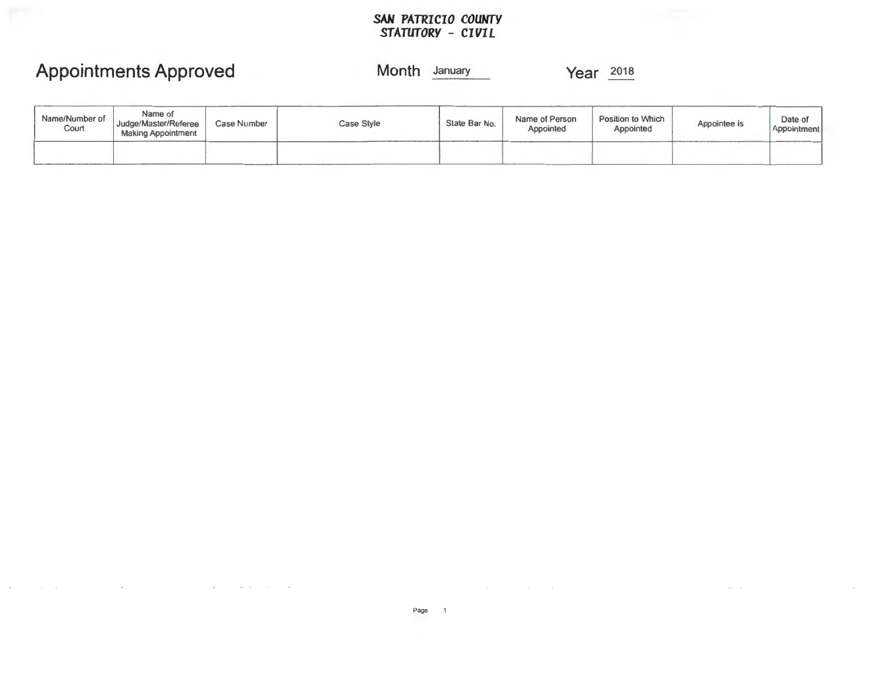**SAN PATRICIO COUNTY**
**STATUTORY - CIVIL**

# Appointments Approved

Month January

Year 2018

| Name/Number of Court | Name of Judge/Master/Referee Making Appointment | Case Number | Case Style | State Bar No. | Name of Person Appointed | Position to Which Appointed | Appointee is | Date of Appointment |
|---|---|---|---|---|---|---|---|---|
| | | | | | | | | |